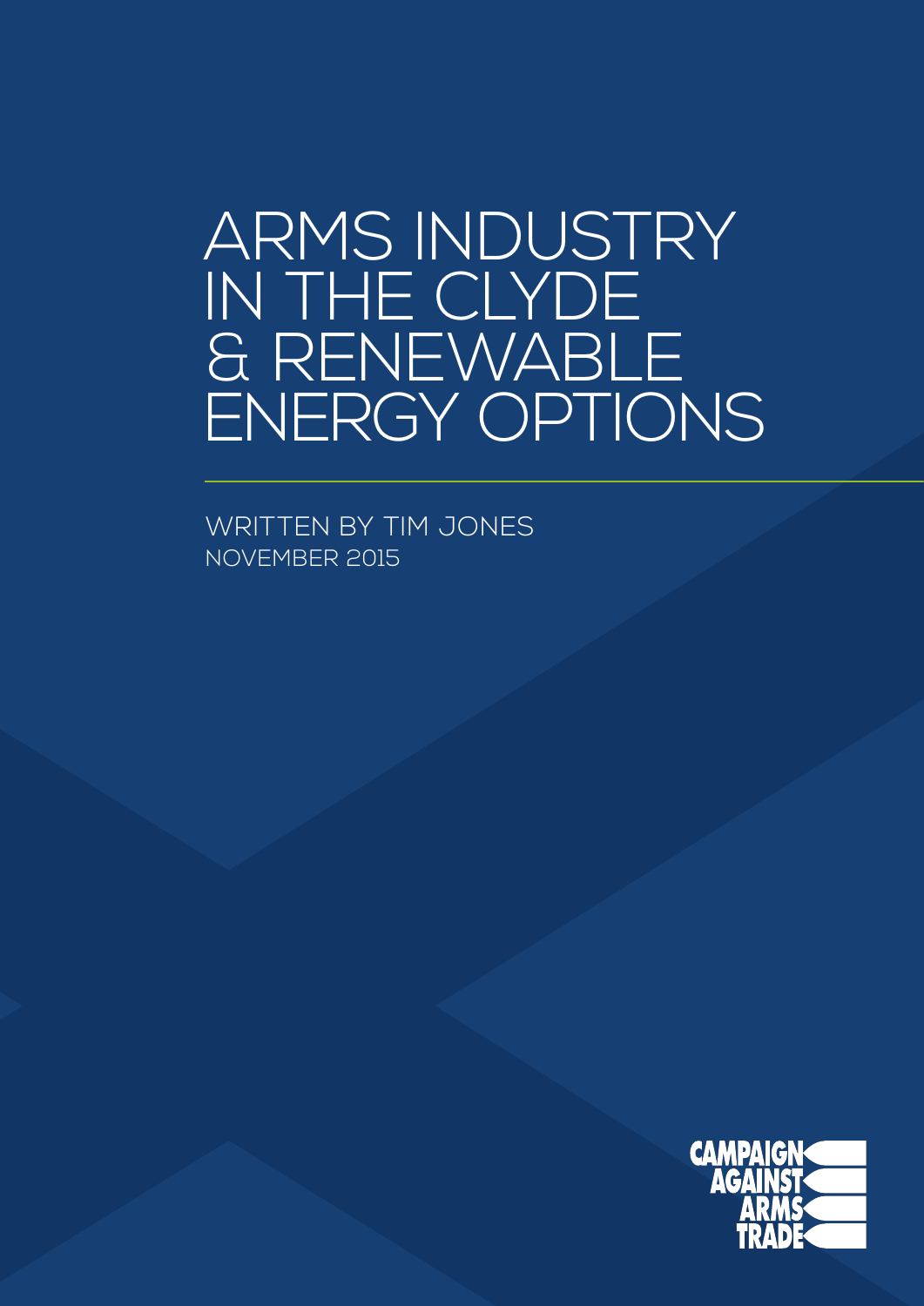# ARMS INDUSTRY IN THE CLYDE & RENEWABLE ENERGY OPTIONS

WRITTEN BY TIM JONES
NOVEMBER 2015

CAMPAIGN AGAINST ARMS TRADE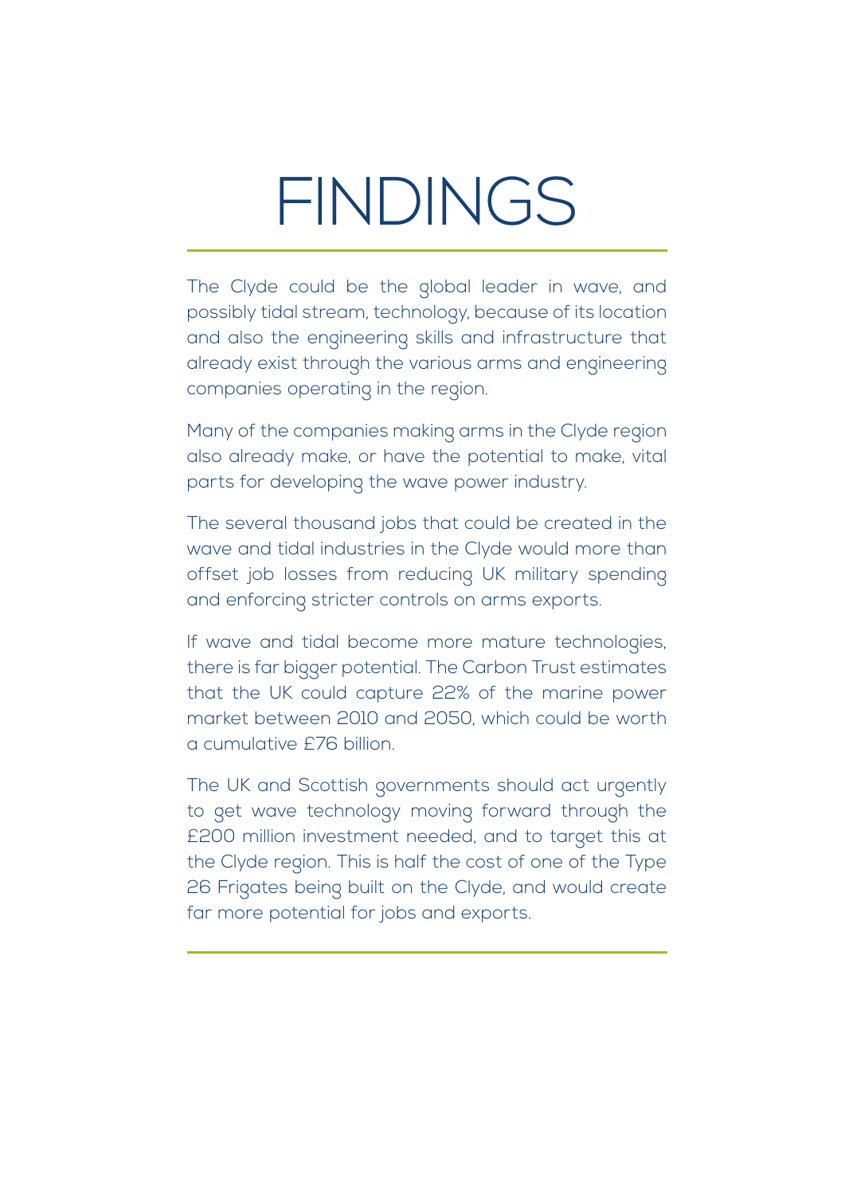# FINDINGS

The Clyde could be the global leader in wave, and possibly tidal stream, technology, because of its location and also the engineering skills and infrastructure that already exist through the various arms and engineering companies operating in the region.

Many of the companies making arms in the Clyde region also already make, or have the potential to make, vital parts for developing the wave power industry.

The several thousand jobs that could be created in the wave and tidal industries in the Clyde would more than offset job losses from reducing UK military spending and enforcing stricter controls on arms exports.

If wave and tidal become more mature technologies, there is far bigger potential. The Carbon Trust estimates that the UK could capture 22% of the marine power market between 2010 and 2050, which could be worth a cumulative £76 billion.

The UK and Scottish governments should act urgently to get wave technology moving forward through the £200 million investment needed, and to target this at the Clyde region. This is half the cost of one of the Type 26 Frigates being built on the Clyde, and would create far more potential for jobs and exports.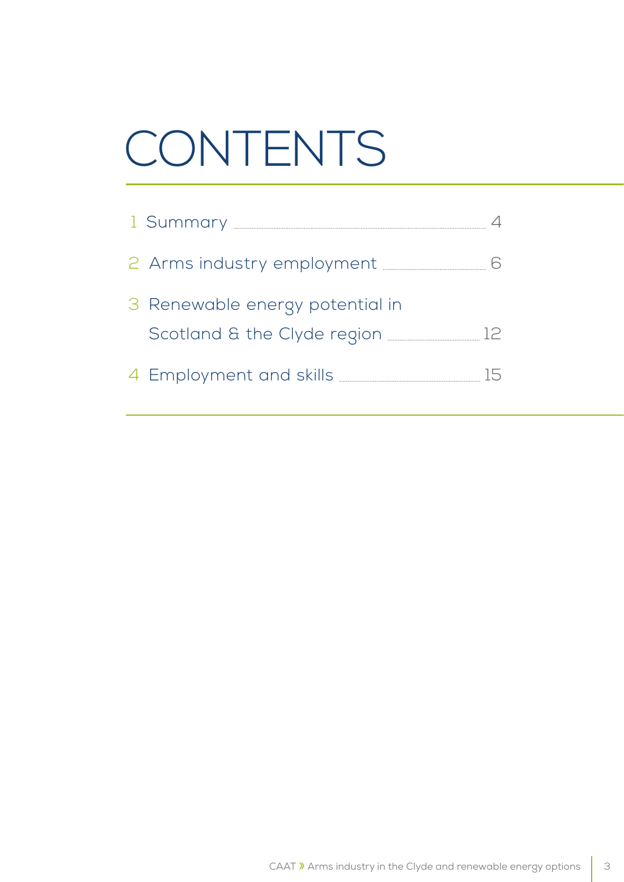# CONTENTS

1 Summary ........ 4

2 Arms industry employment ........ 6

3 Renewable energy potential in Scotland & the Clyde region ........ 12

4 Employment and skills ........ 15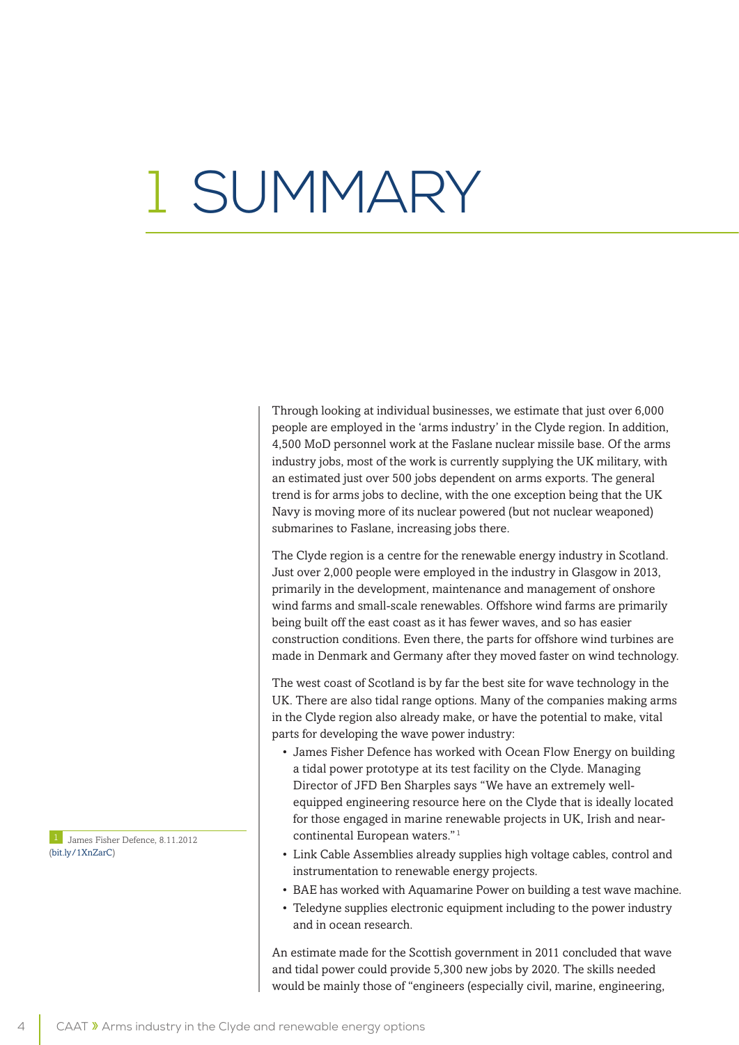# 1 SUMMARY

Through looking at individual businesses, we estimate that just over 6,000 people are employed in the 'arms industry' in the Clyde region. In addition, 4,500 MoD personnel work at the Faslane nuclear missile base. Of the arms industry jobs, most of the work is currently supplying the UK military, with an estimated just over 500 jobs dependent on arms exports. The general trend is for arms jobs to decline, with the one exception being that the UK Navy is moving more of its nuclear powered (but not nuclear weaponed) submarines to Faslane, increasing jobs there.

The Clyde region is a centre for the renewable energy industry in Scotland. Just over 2,000 people were employed in the industry in Glasgow in 2013, primarily in the development, maintenance and management of onshore wind farms and small-scale renewables. Offshore wind farms are primarily being built off the east coast as it has fewer waves, and so has easier construction conditions. Even there, the parts for offshore wind turbines are made in Denmark and Germany after they moved faster on wind technology.

The west coast of Scotland is by far the best site for wave technology in the UK. There are also tidal range options. Many of the companies making arms in the Clyde region also already make, or have the potential to make, vital parts for developing the wave power industry:

- James Fisher Defence has worked with Ocean Flow Energy on building a tidal power prototype at its test facility on the Clyde. Managing Director of JFD Ben Sharples says "We have an extremely well-equipped engineering resource here on the Clyde that is ideally located for those engaged in marine renewable projects in UK, Irish and near-continental European waters."[1]
- Link Cable Assemblies already supplies high voltage cables, control and instrumentation to renewable energy projects.
- BAE has worked with Aquamarine Power on building a test wave machine.
- Teledyne supplies electronic equipment including to the power industry and in ocean research.

An estimate made for the Scottish government in 2011 concluded that wave and tidal power could provide 5,300 new jobs by 2020. The skills needed would be mainly those of "engineers (especially civil, marine, engineering,

[1] James Fisher Defence, 8.11.2012 (bit.ly/1XnZarC)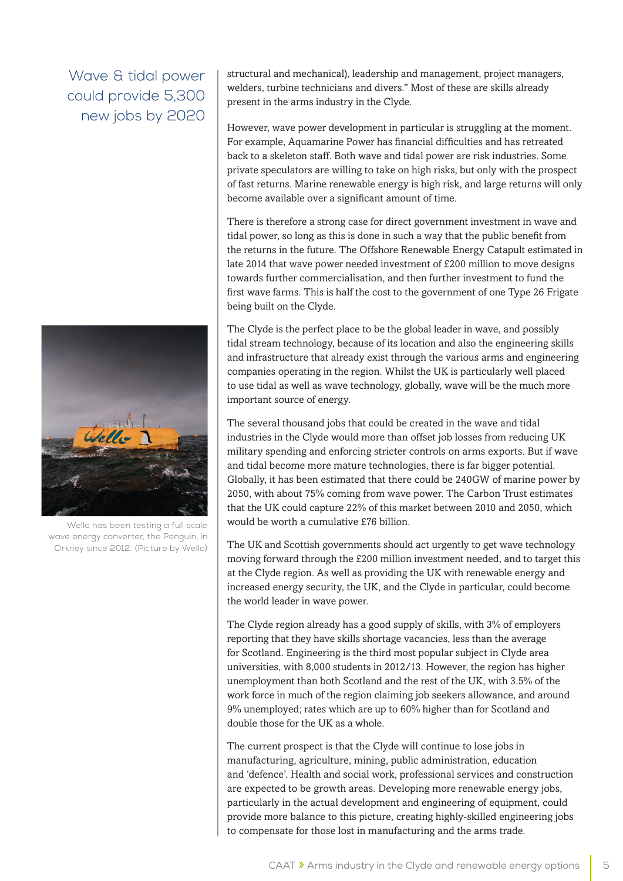> Wave & tidal power could provide 5,300 new jobs by 2020

structural and mechanical), leadership and management, project managers, welders, turbine technicians and divers." Most of these are skills already present in the arms industry in the Clyde.

However, wave power development in particular is struggling at the moment. For example, Aquamarine Power has financial difficulties and has retreated back to a skeleton staff. Both wave and tidal power are risk industries. Some private speculators are willing to take on high risks, but only with the prospect of fast returns. Marine renewable energy is high risk, and large returns will only become available over a significant amount of time.

There is therefore a strong case for direct government investment in wave and tidal power, so long as this is done in such a way that the public benefit from the returns in the future. The Offshore Renewable Energy Catapult estimated in late 2014 that wave power needed investment of £200 million to move designs towards further commercialisation, and then further investment to fund the first wave farms. This is half the cost to the government of one Type 26 Frigate being built on the Clyde.

The Clyde is the perfect place to be the global leader in wave, and possibly tidal stream technology, because of its location and also the engineering skills and infrastructure that already exist through the various arms and engineering companies operating in the region. Whilst the UK is particularly well placed to use tidal as well as wave technology, globally, wave will be the much more important source of energy.

The several thousand jobs that could be created in the wave and tidal industries in the Clyde would more than offset job losses from reducing UK military spending and enforcing stricter controls on arms exports. But if wave and tidal become more mature technologies, there is far bigger potential. Globally, it has been estimated that there could be 240GW of marine power by 2050, with about 75% coming from wave power. The Carbon Trust estimates that the UK could capture 22% of this market between 2010 and 2050, which would be worth a cumulative £76 billion.

Wello has been testing a full scale wave energy converter, the Penguin, in Orkney since 2012. (Picture by Wello)

The UK and Scottish governments should act urgently to get wave technology moving forward through the £200 million investment needed, and to target this at the Clyde region. As well as providing the UK with renewable energy and increased energy security, the UK, and the Clyde in particular, could become the world leader in wave power.

The Clyde region already has a good supply of skills, with 3% of employers reporting that they have skills shortage vacancies, less than the average for Scotland. Engineering is the third most popular subject in Clyde area universities, with 8,000 students in 2012/13. However, the region has higher unemployment than both Scotland and the rest of the UK, with 3.5% of the work force in much of the region claiming job seekers allowance, and around 9% unemployed; rates which are up to 60% higher than for Scotland and double those for the UK as a whole.

The current prospect is that the Clyde will continue to lose jobs in manufacturing, agriculture, mining, public administration, education and 'defence'. Health and social work, professional services and construction are expected to be growth areas. Developing more renewable energy jobs, particularly in the actual development and engineering of equipment, could provide more balance to this picture, creating highly-skilled engineering jobs to compensate for those lost in manufacturing and the arms trade.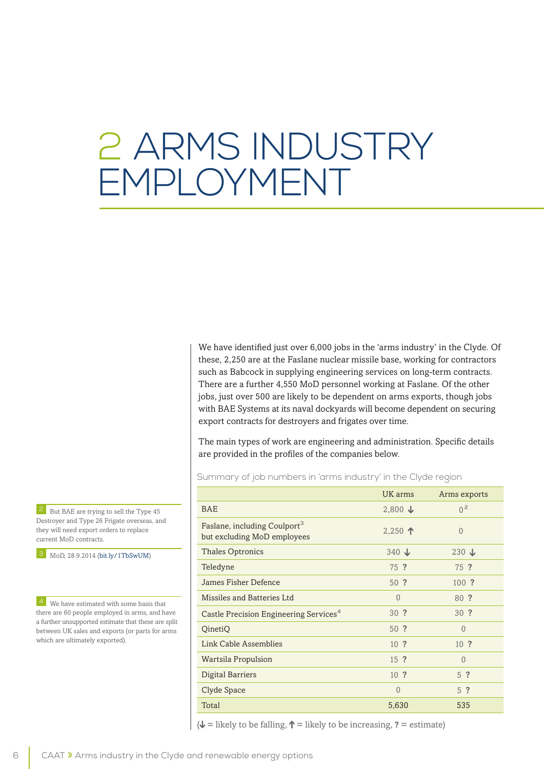# 2 ARMS INDUSTRY EMPLOYMENT

We have identified just over 6,000 jobs in the 'arms industry' in the Clyde. Of these, 2,250 are at the Faslane nuclear missile base, working for contractors such as Babcock in supplying engineering services on long-term contracts. There are a further 4,550 MoD personnel working at Faslane. Of the other jobs, just over 500 are likely to be dependent on arms exports, though jobs with BAE Systems at its naval dockyards will become dependent on securing export contracts for destroyers and frigates over time.

The main types of work are engineering and administration. Specific details are provided in the profiles of the companies below.

Summary of job numbers in 'arms industry' in the Clyde region

| | UK arms | Arms exports |
|---|---|---|
| BAE | 2,800 ↓ | 0[2] |
| Faslane, including Coulport[3] but excluding MoD employees | 2,250 ↑ | 0 |
| Thales Optronics | 340 ↓ | 230 ↓ |
| Teledyne | 75 ? | 75 ? |
| James Fisher Defence | 50 ? | 100 ? |
| Missiles and Batteries Ltd | 0 | 80 ? |
| Castle Precision Engineering Services[4] | 30 ? | 30 ? |
| QinetiQ | 50 ? | 0 |
| Link Cable Assemblies | 10 ? | 10 ? |
| Wartsila Propulsion | 15 ? | 0 |
| Digital Barriers | 10 ? | 5 ? |
| Clyde Space | 0 | 5 ? |
| Total | 5,630 | 535 |

(↓ = likely to be falling, ↑ = likely to be increasing, ? = estimate)

2 But BAE are trying to sell the Type 45 Destroyer and Type 26 Frigate overseas, and they will need export orders to replace current MoD contracts.

3 MoD, 28.9.2014 (bit.ly/1TbSwUM)

4 We have estimated with some basis that there are 60 people employed in arms, and have a further unsupported estimate that these are split between UK sales and exports (or parts for arms which are ultimately exported).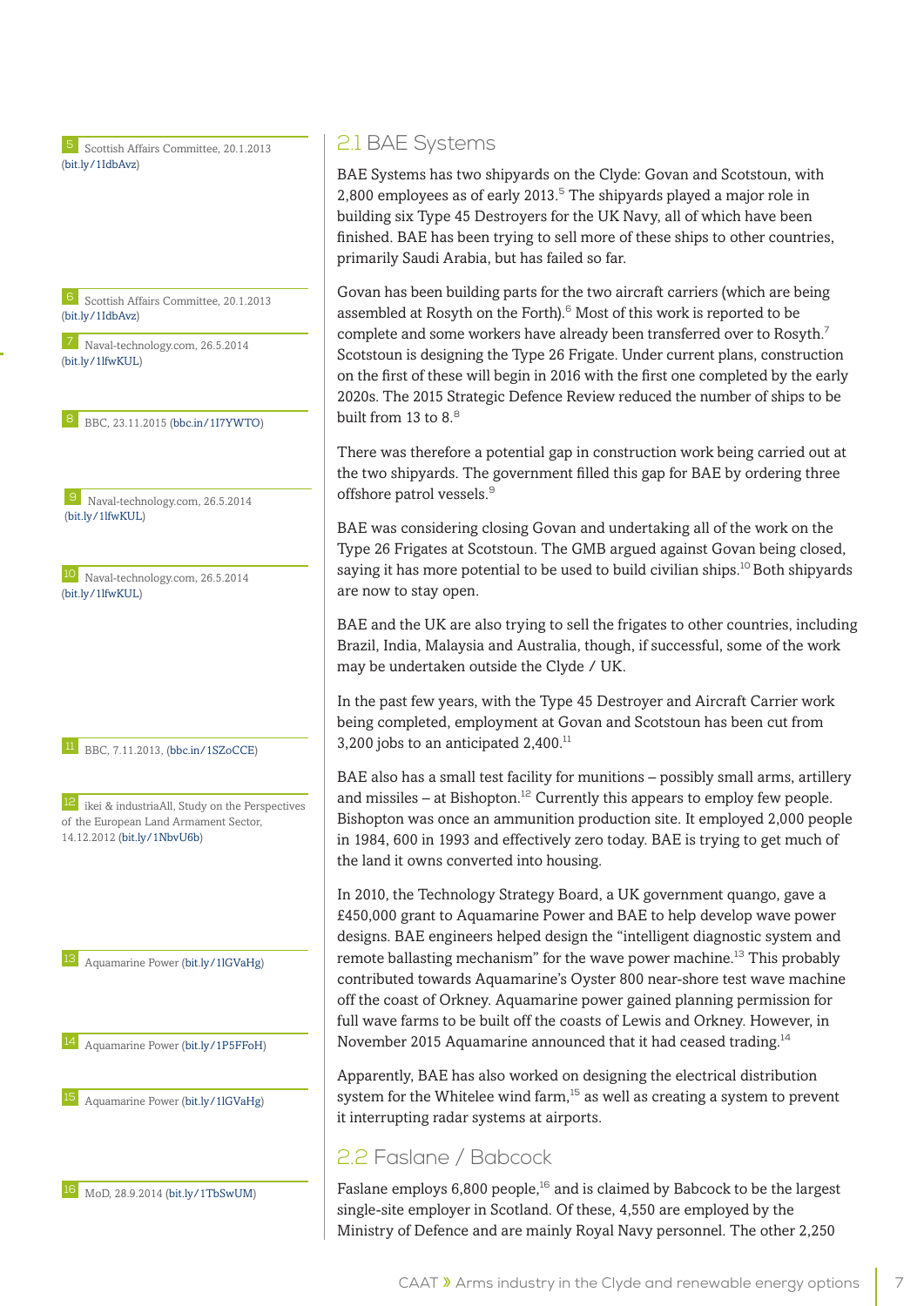## 2.1 BAE Systems

BAE Systems has two shipyards on the Clyde: Govan and Scotstoun, with 2,800 employees as of early 2013.[5] The shipyards played a major role in building six Type 45 Destroyers for the UK Navy, all of which have been finished. BAE has been trying to sell more of these ships to other countries, primarily Saudi Arabia, but has failed so far.

Govan has been building parts for the two aircraft carriers (which are being assembled at Rosyth on the Forth).[6] Most of this work is reported to be complete and some workers have already been transferred over to Rosyth.[7] Scotstoun is designing the Type 26 Frigate. Under current plans, construction on the first of these will begin in 2016 with the first one completed by the early 2020s. The 2015 Strategic Defence Review reduced the number of ships to be built from 13 to 8.[8]

There was therefore a potential gap in construction work being carried out at the two shipyards. The government filled this gap for BAE by ordering three offshore patrol vessels.[9]

BAE was considering closing Govan and undertaking all of the work on the Type 26 Frigates at Scotstoun. The GMB argued against Govan being closed, saying it has more potential to be used to build civilian ships.[10] Both shipyards are now to stay open.

BAE and the UK are also trying to sell the frigates to other countries, including Brazil, India, Malaysia and Australia, though, if successful, some of the work may be undertaken outside the Clyde / UK.

In the past few years, with the Type 45 Destroyer and Aircraft Carrier work being completed, employment at Govan and Scotstoun has been cut from 3,200 jobs to an anticipated 2,400.[11]

BAE also has a small test facility for munitions – possibly small arms, artillery and missiles – at Bishopton.[12] Currently this appears to employ few people. Bishopton was once an ammunition production site. It employed 2,000 people in 1984, 600 in 1993 and effectively zero today. BAE is trying to get much of the land it owns converted into housing.

In 2010, the Technology Strategy Board, a UK government quango, gave a £450,000 grant to Aquamarine Power and BAE to help develop wave power designs. BAE engineers helped design the "intelligent diagnostic system and remote ballasting mechanism" for the wave power machine.[13] This probably contributed towards Aquamarine's Oyster 800 near-shore test wave machine off the coast of Orkney. Aquamarine power gained planning permission for full wave farms to be built off the coasts of Lewis and Orkney. However, in November 2015 Aquamarine announced that it had ceased trading.[14]

Apparently, BAE has also worked on designing the electrical distribution system for the Whitelee wind farm,[15] as well as creating a system to prevent it interrupting radar systems at airports.

## 2.2 Faslane / Babcock

Faslane employs 6,800 people,[16] and is claimed by Babcock to be the largest single-site employer in Scotland. Of these, 4,550 are employed by the Ministry of Defence and are mainly Royal Navy personnel. The other 2,250

---

5 Scottish Affairs Committee, 20.1.2013 (bit.ly/1IdbAvz)

6 Scottish Affairs Committee, 20.1.2013 (bit.ly/1IdbAvz)

7 Naval-technology.com, 26.5.2014 (bit.ly/1lfwKUL)

8 BBC, 23.11.2015 (bbc.in/1I7YWTO)

9 Naval-technology.com, 26.5.2014 (bit.ly/1lfwKUL)

10 Naval-technology.com, 26.5.2014 (bit.ly/1lfwKUL)

11 BBC, 7.11.2013, (bbc.in/1SZoCCE)

12 ikei & industriaAll, Study on the Perspectives of the European Land Armament Sector, 14.12.2012 (bit.ly/1NbvU6b)

13 Aquamarine Power (bit.ly/1lGVaHg)

14 Aquamarine Power (bit.ly/1P5FFoH)

15 Aquamarine Power (bit.ly/1lGVaHg)

16 MoD, 28.9.2014 (bit.ly/1TbSwUM)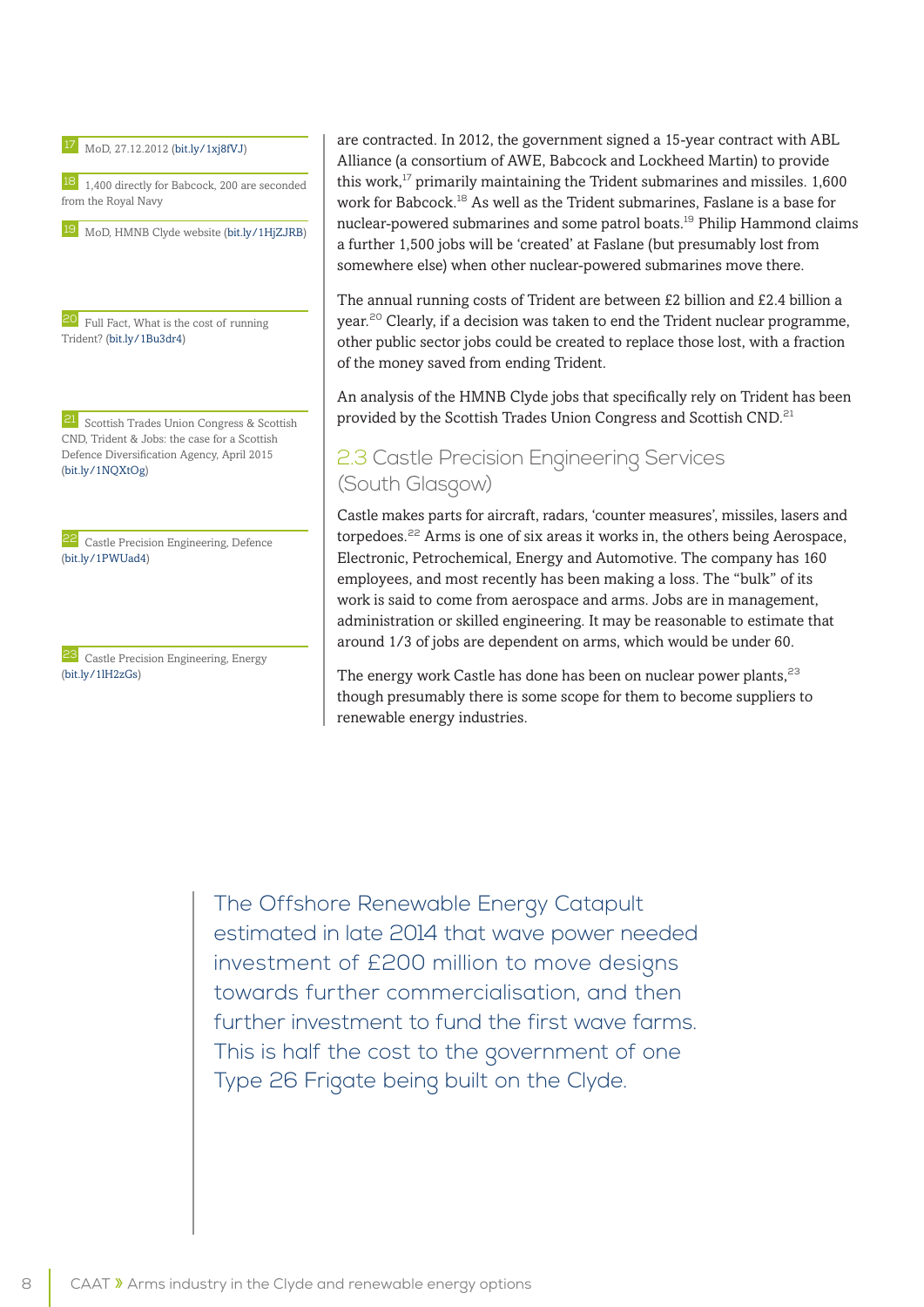are contracted. In 2012, the government signed a 15-year contract with ABL Alliance (a consortium of AWE, Babcock and Lockheed Martin) to provide this work,[17] primarily maintaining the Trident submarines and missiles. 1,600 work for Babcock.[18] As well as the Trident submarines, Faslane is a base for nuclear-powered submarines and some patrol boats.[19] Philip Hammond claims a further 1,500 jobs will be 'created' at Faslane (but presumably lost from somewhere else) when other nuclear-powered submarines move there.

The annual running costs of Trident are between £2 billion and £2.4 billion a year.[20] Clearly, if a decision was taken to end the Trident nuclear programme, other public sector jobs could be created to replace those lost, with a fraction of the money saved from ending Trident.

An analysis of the HMNB Clyde jobs that specifically rely on Trident has been provided by the Scottish Trades Union Congress and Scottish CND.[21]

## 2.3 Castle Precision Engineering Services (South Glasgow)

Castle makes parts for aircraft, radars, 'counter measures', missiles, lasers and torpedoes.[22] Arms is one of six areas it works in, the others being Aerospace, Electronic, Petrochemical, Energy and Automotive. The company has 160 employees, and most recently has been making a loss. The "bulk" of its work is said to come from aerospace and arms. Jobs are in management, administration or skilled engineering. It may be reasonable to estimate that around 1/3 of jobs are dependent on arms, which would be under 60.

The energy work Castle has done has been on nuclear power plants,[23] though presumably there is some scope for them to become suppliers to renewable energy industries.

> The Offshore Renewable Energy Catapult estimated in late 2014 that wave power needed investment of £200 million to move designs towards further commercialisation, and then further investment to fund the first wave farms. This is half the cost to the government of one Type 26 Frigate being built on the Clyde.

---

[17] MoD, 27.12.2012 (bit.ly/1xj8fVJ)

[18] 1,400 directly for Babcock, 200 are seconded from the Royal Navy

[19] MoD, HMNB Clyde website (bit.ly/1HjZJRB)

[20] Full Fact, What is the cost of running Trident? (bit.ly/1Bu3dr4)

[21] Scottish Trades Union Congress & Scottish CND, Trident & Jobs: the case for a Scottish Defence Diversification Agency, April 2015 (bit.ly/1NQXtOg)

[22] Castle Precision Engineering, Defence (bit.ly/1PWUad4)

[23] Castle Precision Engineering, Energy (bit.ly/1lH2zGs)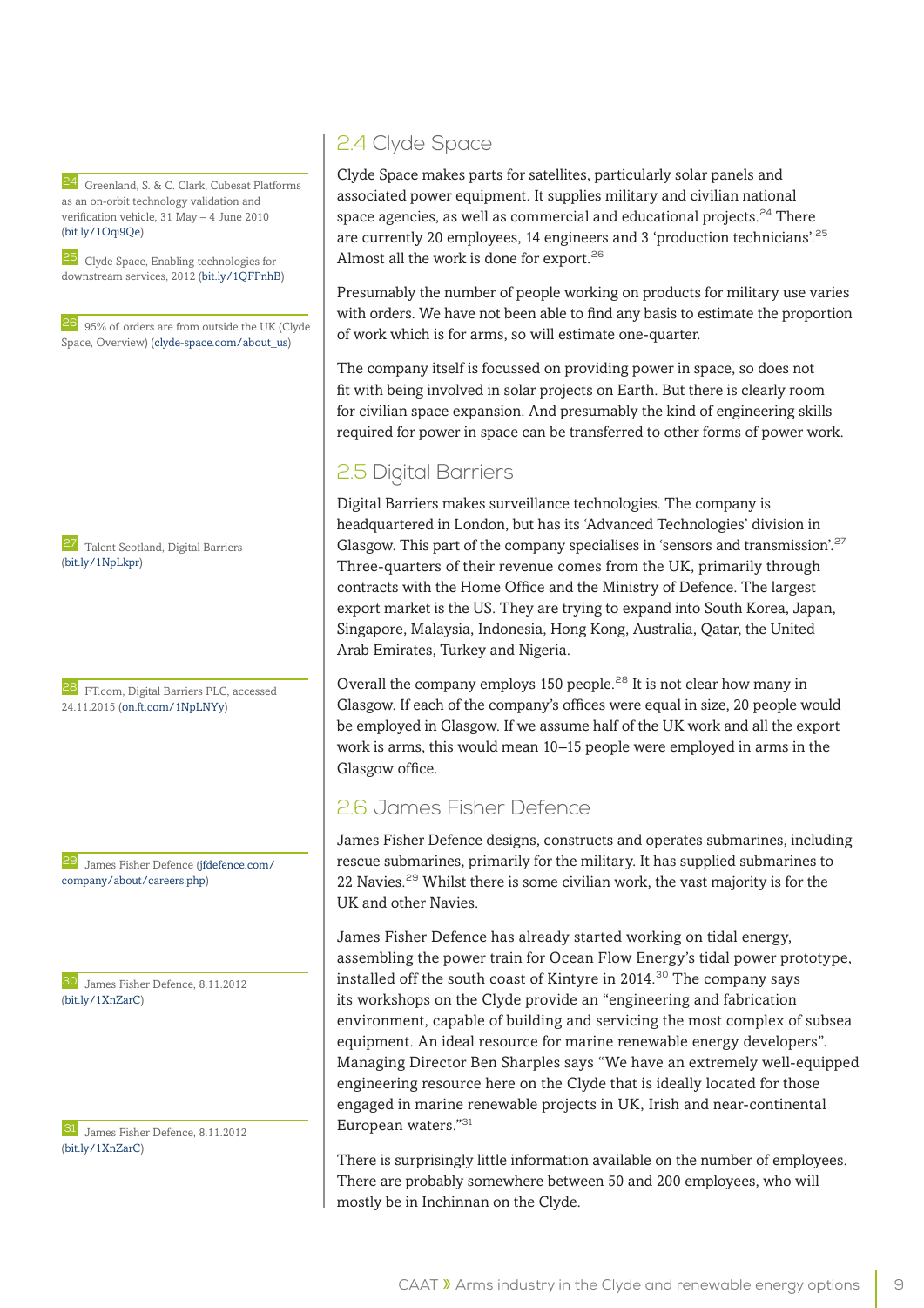## 2.4 Clyde Space

Clyde Space makes parts for satellites, particularly solar panels and associated power equipment. It supplies military and civilian national space agencies, as well as commercial and educational projects.[24] There are currently 20 employees, 14 engineers and 3 'production technicians'.[25] Almost all the work is done for export.[26]

Presumably the number of people working on products for military use varies with orders. We have not been able to find any basis to estimate the proportion of work which is for arms, so will estimate one-quarter.

The company itself is focussed on providing power in space, so does not fit with being involved in solar projects on Earth. But there is clearly room for civilian space expansion. And presumably the kind of engineering skills required for power in space can be transferred to other forms of power work.

## 2.5 Digital Barriers

Digital Barriers makes surveillance technologies. The company is headquartered in London, but has its 'Advanced Technologies' division in Glasgow. This part of the company specialises in 'sensors and transmission'.[27] Three-quarters of their revenue comes from the UK, primarily through contracts with the Home Office and the Ministry of Defence. The largest export market is the US. They are trying to expand into South Korea, Japan, Singapore, Malaysia, Indonesia, Hong Kong, Australia, Qatar, the United Arab Emirates, Turkey and Nigeria.

Overall the company employs 150 people.[28] It is not clear how many in Glasgow. If each of the company's offices were equal in size, 20 people would be employed in Glasgow. If we assume half of the UK work and all the export work is arms, this would mean 10–15 people were employed in arms in the Glasgow office.

## 2.6 James Fisher Defence

James Fisher Defence designs, constructs and operates submarines, including rescue submarines, primarily for the military. It has supplied submarines to 22 Navies.[29] Whilst there is some civilian work, the vast majority is for the UK and other Navies.

James Fisher Defence has already started working on tidal energy, assembling the power train for Ocean Flow Energy's tidal power prototype, installed off the south coast of Kintyre in 2014.[30] The company says its workshops on the Clyde provide an "engineering and fabrication environment, capable of building and servicing the most complex of subsea equipment. An ideal resource for marine renewable energy developers". Managing Director Ben Sharples says "We have an extremely well-equipped engineering resource here on the Clyde that is ideally located for those engaged in marine renewable projects in UK, Irish and near-continental European waters."[31]

There is surprisingly little information available on the number of employees. There are probably somewhere between 50 and 200 employees, who will mostly be in Inchinnan on the Clyde.

---

24 Greenland, S. & C. Clark, Cubesat Platforms as an on-orbit technology validation and verification vehicle, 31 May – 4 June 2010 (bit.ly/1Oqi9Qe)

25 Clyde Space, Enabling technologies for downstream services, 2012 (bit.ly/1QFPnhB)

26 95% of orders are from outside the UK (Clyde Space, Overview) (clyde-space.com/about_us)

27 Talent Scotland, Digital Barriers (bit.ly/1NpLkpr)

28 FT.com, Digital Barriers PLC, accessed 24.11.2015 (on.ft.com/1NpLNYy)

29 James Fisher Defence (jfdefence.com/company/about/careers.php)

30 James Fisher Defence, 8.11.2012 (bit.ly/1XnZarC)

31 James Fisher Defence, 8.11.2012 (bit.ly/1XnZarC)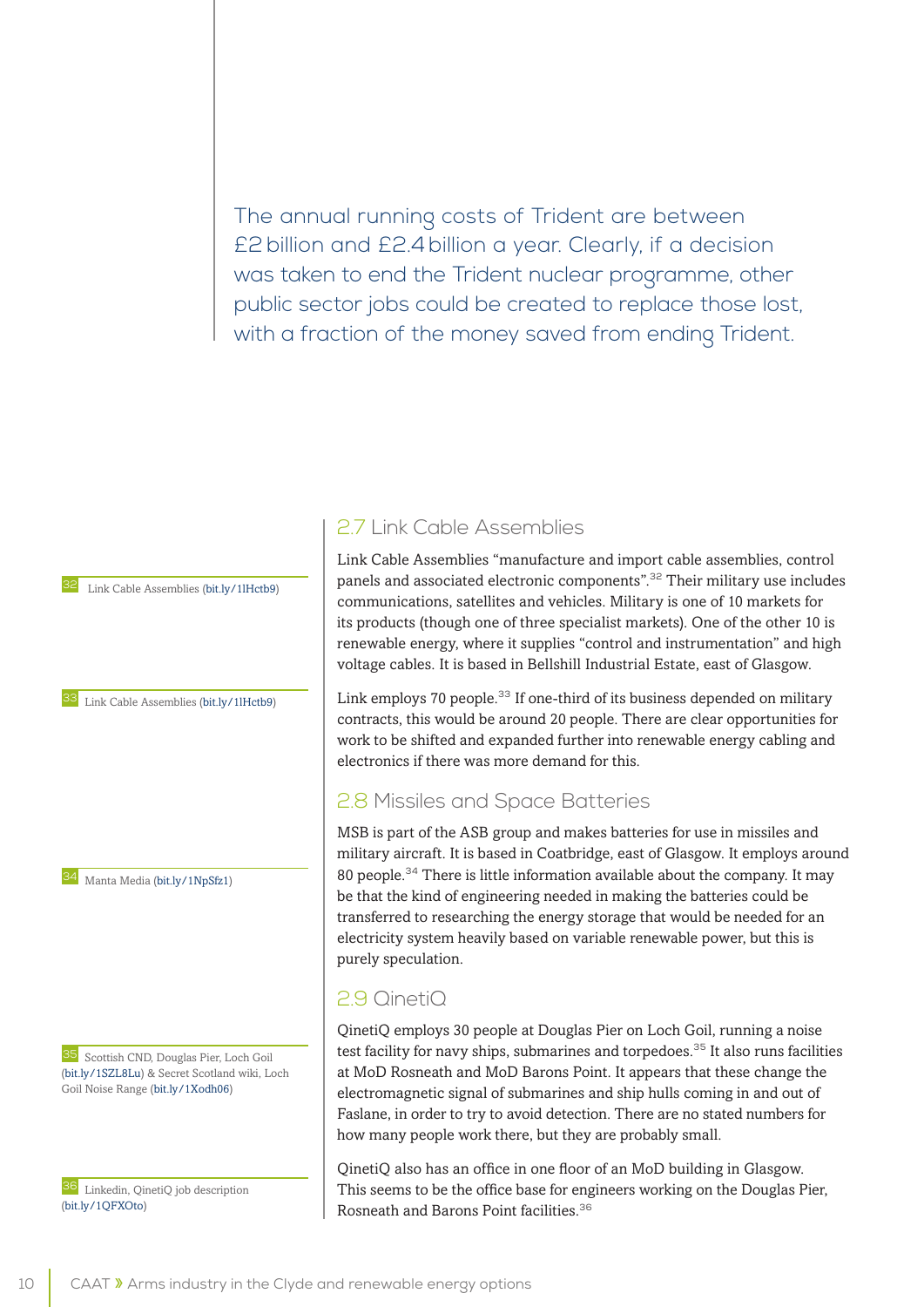> The annual running costs of Trident are between £2 billion and £2.4 billion a year. Clearly, if a decision was taken to end the Trident nuclear programme, other public sector jobs could be created to replace those lost, with a fraction of the money saved from ending Trident.

## 2.7 Link Cable Assemblies

Link Cable Assemblies "manufacture and import cable assemblies, control panels and associated electronic components".[32] Their military use includes communications, satellites and vehicles. Military is one of 10 markets for its products (though one of three specialist markets). One of the other 10 is renewable energy, where it supplies "control and instrumentation" and high voltage cables. It is based in Bellshill Industrial Estate, east of Glasgow.

Link employs 70 people.[33] If one-third of its business depended on military contracts, this would be around 20 people. There are clear opportunities for work to be shifted and expanded further into renewable energy cabling and electronics if there was more demand for this.

## 2.8 Missiles and Space Batteries

MSB is part of the ASB group and makes batteries for use in missiles and military aircraft. It is based in Coatbridge, east of Glasgow. It employs around 80 people.[34] There is little information available about the company. It may be that the kind of engineering needed in making the batteries could be transferred to researching the energy storage that would be needed for an electricity system heavily based on variable renewable power, but this is purely speculation.

## 2.9 QinetiQ

QinetiQ employs 30 people at Douglas Pier on Loch Goil, running a noise test facility for navy ships, submarines and torpedoes.[35] It also runs facilities at MoD Rosneath and MoD Barons Point. It appears that these change the electromagnetic signal of submarines and ship hulls coming in and out of Faslane, in order to try to avoid detection. There are no stated numbers for how many people work there, but they are probably small.

QinetiQ also has an office in one floor of an MoD building in Glasgow. This seems to be the office base for engineers working on the Douglas Pier, Rosneath and Barons Point facilities.[36]

---

32 Link Cable Assemblies (bit.ly/1lHctb9)

33 Link Cable Assemblies (bit.ly/1lHctb9)

34 Manta Media (bit.ly/1NpSfz1)

35 Scottish CND, Douglas Pier, Loch Goil (bit.ly/1SZL8Lu) & Secret Scotland wiki, Loch Goil Noise Range (bit.ly/1Xodh06)

36 Linkedin, QinetiQ job description (bit.ly/1QFXOto)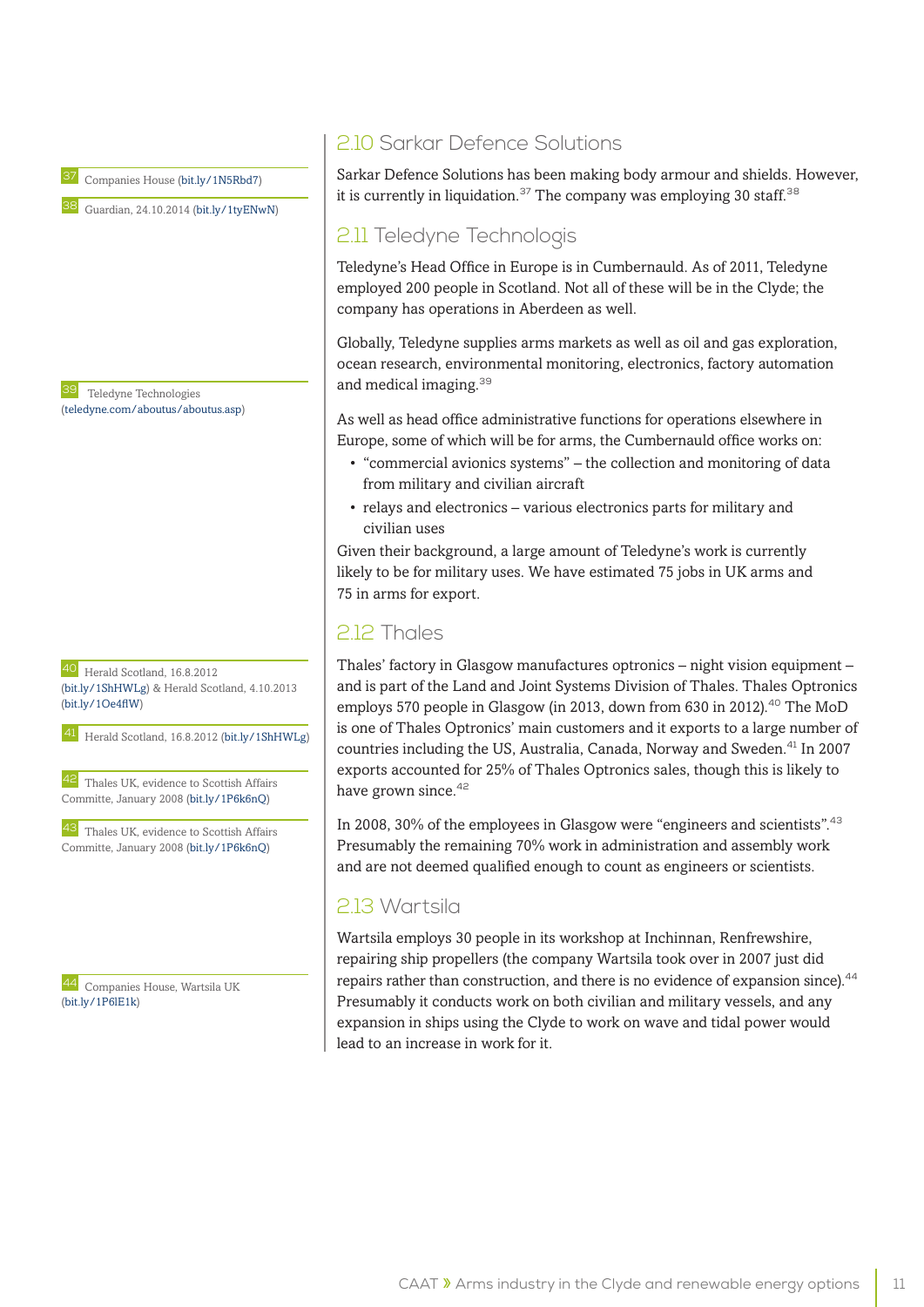## 2.10 Sarkar Defence Solutions

Sarkar Defence Solutions has been making body armour and shields. However, it is currently in liquidation.[37] The company was employing 30 staff.[38]

## 2.11 Teledyne Technologis

Teledyne's Head Office in Europe is in Cumbernauld. As of 2011, Teledyne employed 200 people in Scotland. Not all of these will be in the Clyde; the company has operations in Aberdeen as well.

Globally, Teledyne supplies arms markets as well as oil and gas exploration, ocean research, environmental monitoring, electronics, factory automation and medical imaging.[39]

As well as head office administrative functions for operations elsewhere in Europe, some of which will be for arms, the Cumbernauld office works on:

- "commercial avionics systems" – the collection and monitoring of data from military and civilian aircraft
- relays and electronics – various electronics parts for military and civilian uses

Given their background, a large amount of Teledyne's work is currently likely to be for military uses. We have estimated 75 jobs in UK arms and 75 in arms for export.

## 2.12 Thales

Thales' factory in Glasgow manufactures optronics – night vision equipment – and is part of the Land and Joint Systems Division of Thales. Thales Optronics employs 570 people in Glasgow (in 2013, down from 630 in 2012).[40] The MoD is one of Thales Optronics' main customers and it exports to a large number of countries including the US, Australia, Canada, Norway and Sweden.[41] In 2007 exports accounted for 25% of Thales Optronics sales, though this is likely to have grown since.[42]

In 2008, 30% of the employees in Glasgow were "engineers and scientists".[43] Presumably the remaining 70% work in administration and assembly work and are not deemed qualified enough to count as engineers or scientists.

## 2.13 Wartsila

Wartsila employs 30 people in its workshop at Inchinnan, Renfrewshire, repairing ship propellers (the company Wartsila took over in 2007 just did repairs rather than construction, and there is no evidence of expansion since).[44] Presumably it conducts work on both civilian and military vessels, and any expansion in ships using the Clyde to work on wave and tidal power would lead to an increase in work for it.

---

37 Companies House (bit.ly/1N5Rbd7)

38 Guardian, 24.10.2014 (bit.ly/1tyENwN)

39 Teledyne Technologies (teledyne.com/aboutus/aboutus.asp)

40 Herald Scotland, 16.8.2012 (bit.ly/1ShHWLg) & Herald Scotland, 4.10.2013 (bit.ly/1Oe4flW)

41 Herald Scotland, 16.8.2012 (bit.ly/1ShHWLg)

42 Thales UK, evidence to Scottish Affairs Committe, January 2008 (bit.ly/1P6k6nQ)

43 Thales UK, evidence to Scottish Affairs Committe, January 2008 (bit.ly/1P6k6nQ)

44 Companies House, Wartsila UK (bit.ly/1P6lE1k)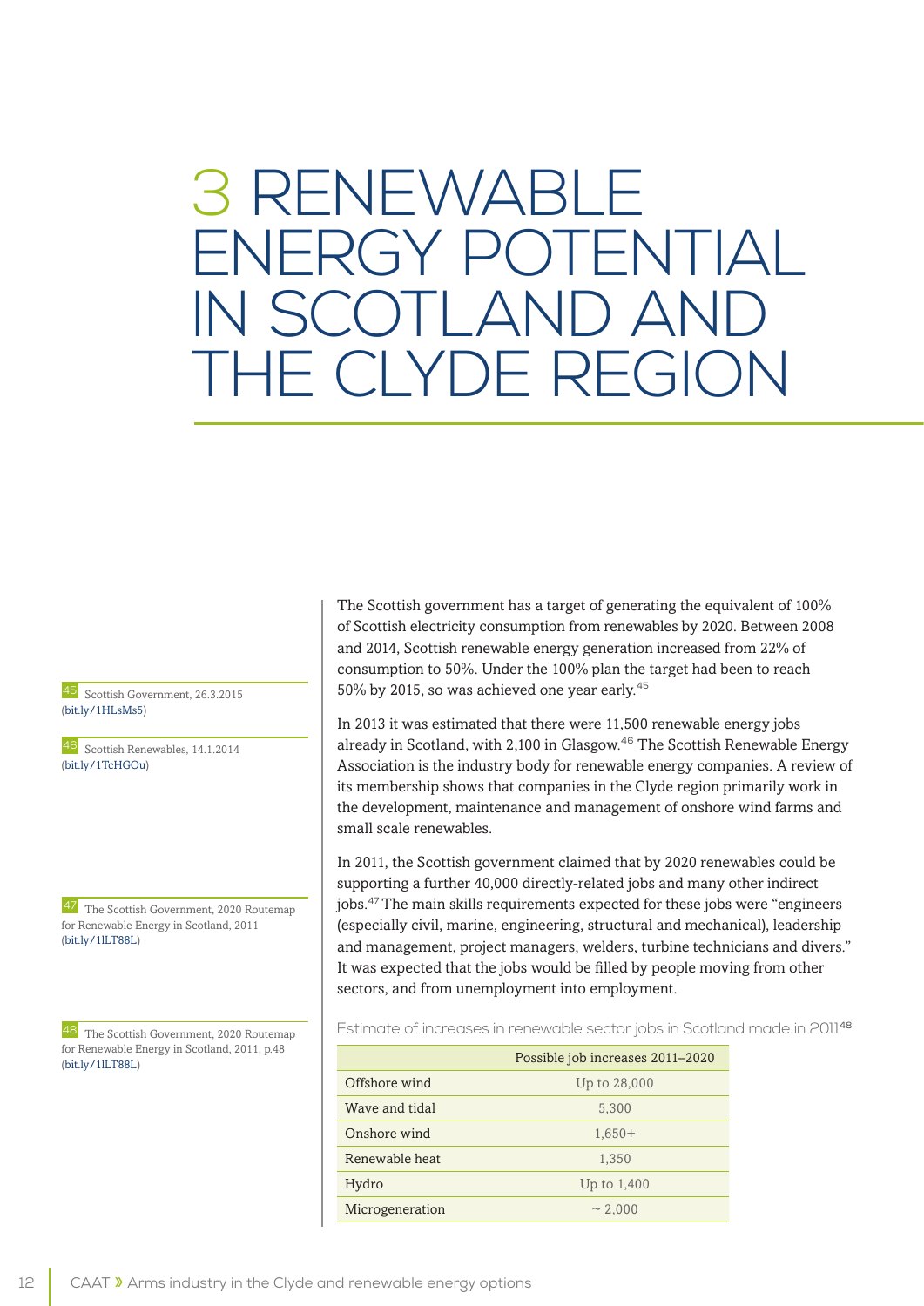# 3 RENEWABLE ENERGY POTENTIAL IN SCOTLAND AND THE CLYDE REGION

The Scottish government has a target of generating the equivalent of 100% of Scottish electricity consumption from renewables by 2020. Between 2008 and 2014, Scottish renewable energy generation increased from 22% of consumption to 50%. Under the 100% plan the target had been to reach 50% by 2015, so was achieved one year early.[45]

In 2013 it was estimated that there were 11,500 renewable energy jobs already in Scotland, with 2,100 in Glasgow.[46] The Scottish Renewable Energy Association is the industry body for renewable energy companies. A review of its membership shows that companies in the Clyde region primarily work in the development, maintenance and management of onshore wind farms and small scale renewables.

In 2011, the Scottish government claimed that by 2020 renewables could be supporting a further 40,000 directly-related jobs and many other indirect jobs.[47] The main skills requirements expected for these jobs were "engineers (especially civil, marine, engineering, structural and mechanical), leadership and management, project managers, welders, turbine technicians and divers." It was expected that the jobs would be filled by people moving from other sectors, and from unemployment into employment.

Estimate of increases in renewable sector jobs in Scotland made in 2011[48]

| | Possible job increases 2011–2020 |
|---|---|
| Offshore wind | Up to 28,000 |
| Wave and tidal | 5,300 |
| Onshore wind | 1,650+ |
| Renewable heat | 1,350 |
| Hydro | Up to 1,400 |
| Microgeneration | ~ 2,000 |

45 Scottish Government, 26.3.2015 (bit.ly/1HLsMs5)

46 Scottish Renewables, 14.1.2014 (bit.ly/1TcHGOu)

47 The Scottish Government, 2020 Routemap for Renewable Energy in Scotland, 2011 (bit.ly/1lLT88L)

48 The Scottish Government, 2020 Routemap for Renewable Energy in Scotland, 2011, p.48 (bit.ly/1lLT88L)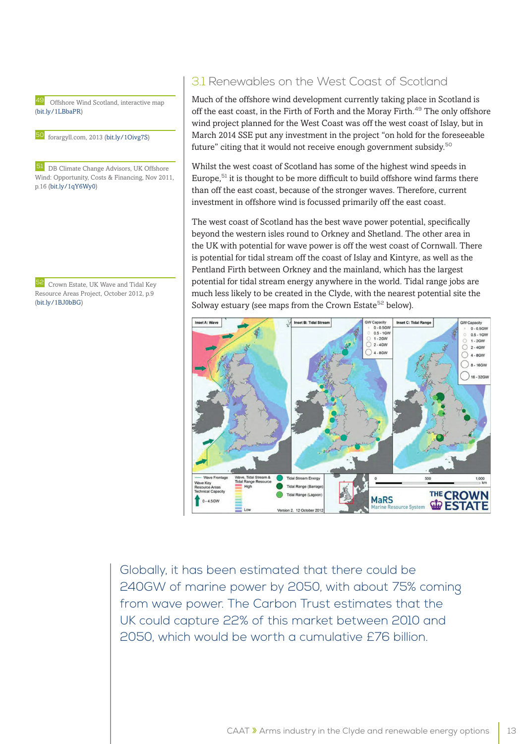## 3.1 Renewables on the West Coast of Scotland

Much of the offshore wind development currently taking place in Scotland is off the east coast, in the Firth of Forth and the Moray Firth.[49] The only offshore wind project planned for the West Coast was off the west coast of Islay, but in March 2014 SSE put any investment in the project "on hold for the foreseeable future" citing that it would not receive enough government subsidy.[50]

Whilst the west coast of Scotland has some of the highest wind speeds in Europe,[51] it is thought to be more difficult to build offshore wind farms there than off the east coast, because of the stronger waves. Therefore, current investment in offshore wind is focussed primarily off the east coast.

The west coast of Scotland has the best wave power potential, specifically beyond the western isles round to Orkney and Shetland. The other area in the UK with potential for wave power is off the west coast of Cornwall. There is potential for tidal stream off the coast of Islay and Kintyre, as well as the Pentland Firth between Orkney and the mainland, which has the largest potential for tidal stream energy anywhere in the world. Tidal range jobs are much less likely to be created in the Clyde, with the nearest potential site the Solway estuary (see maps from the Crown Estate[52] below).

Globally, it has been estimated that there could be 240GW of marine power by 2050, with about 75% coming from wave power. The Carbon Trust estimates that the UK could capture 22% of this market between 2010 and 2050, which would be worth a cumulative £76 billion.

---

49 Offshore Wind Scotland, interactive map (bit.ly/1LBbaPR)

50 forargyll.com, 2013 (bit.ly/1Oivg7S)

51 DB Climate Change Advisors, UK Offshore Wind: Opportunity, Costs & Financing, Nov 2011, p.16 (bit.ly/1qY6Wy0)

52 Crown Estate, UK Wave and Tidal Key Resource Areas Project, October 2012, p.9 (bit.ly/1BJ0bBG)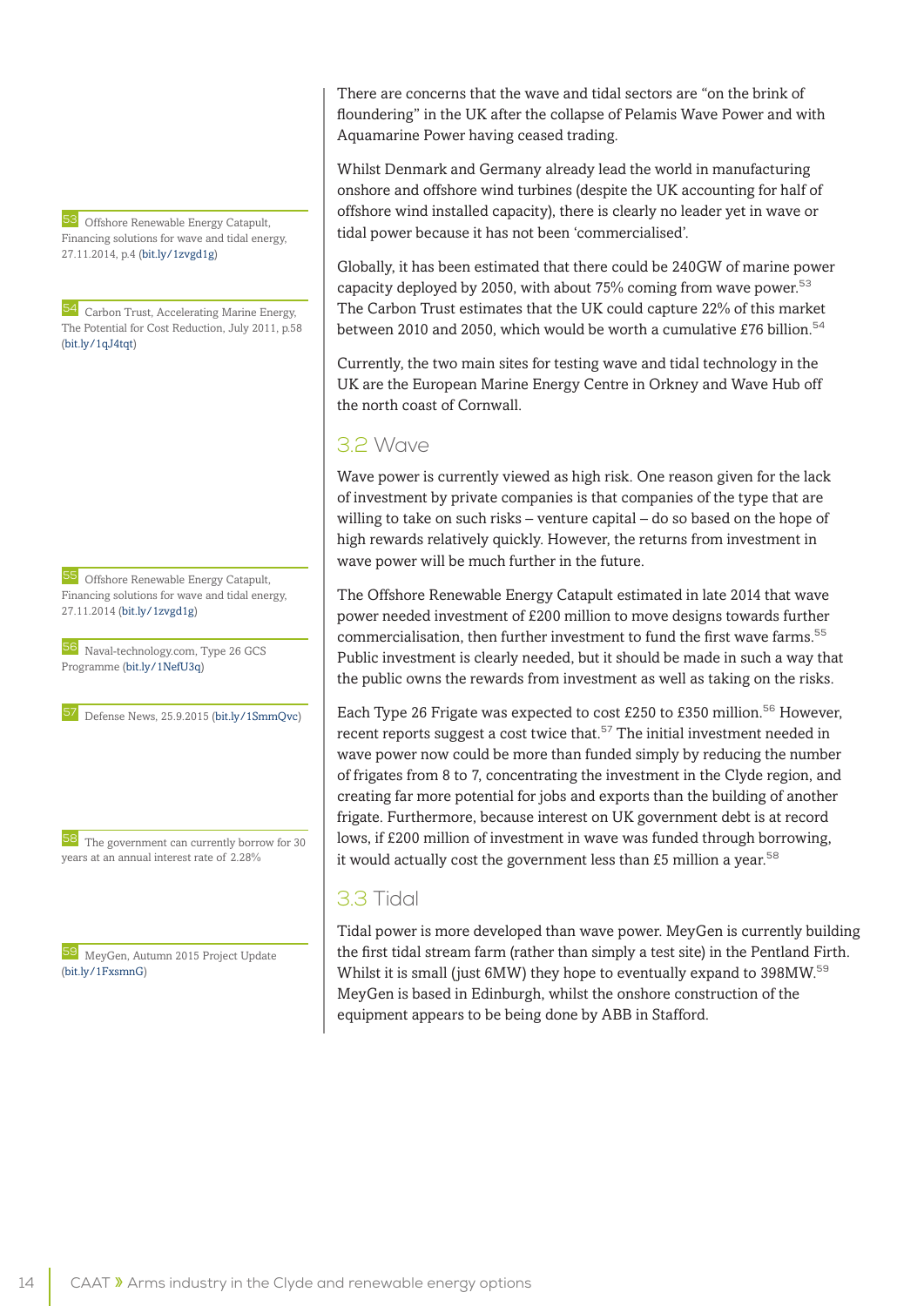There are concerns that the wave and tidal sectors are "on the brink of floundering" in the UK after the collapse of Pelamis Wave Power and with Aquamarine Power having ceased trading.

Whilst Denmark and Germany already lead the world in manufacturing onshore and offshore wind turbines (despite the UK accounting for half of offshore wind installed capacity), there is clearly no leader yet in wave or tidal power because it has not been 'commercialised'.

Globally, it has been estimated that there could be 240GW of marine power capacity deployed by 2050, with about 75% coming from wave power.[53] The Carbon Trust estimates that the UK could capture 22% of this market between 2010 and 2050, which would be worth a cumulative £76 billion.[54]

Currently, the two main sites for testing wave and tidal technology in the UK are the European Marine Energy Centre in Orkney and Wave Hub off the north coast of Cornwall.

## 3.2 Wave

Wave power is currently viewed as high risk. One reason given for the lack of investment by private companies is that companies of the type that are willing to take on such risks – venture capital – do so based on the hope of high rewards relatively quickly. However, the returns from investment in wave power will be much further in the future.

The Offshore Renewable Energy Catapult estimated in late 2014 that wave power needed investment of £200 million to move designs towards further commercialisation, then further investment to fund the first wave farms.[55] Public investment is clearly needed, but it should be made in such a way that the public owns the rewards from investment as well as taking on the risks.

Each Type 26 Frigate was expected to cost £250 to £350 million.[56] However, recent reports suggest a cost twice that.[57] The initial investment needed in wave power now could be more than funded simply by reducing the number of frigates from 8 to 7, concentrating the investment in the Clyde region, and creating far more potential for jobs and exports than the building of another frigate. Furthermore, because interest on UK government debt is at record lows, if £200 million of investment in wave was funded through borrowing, it would actually cost the government less than £5 million a year.[58]

## 3.3 Tidal

Tidal power is more developed than wave power. MeyGen is currently building the first tidal stream farm (rather than simply a test site) in the Pentland Firth. Whilst it is small (just 6MW) they hope to eventually expand to 398MW.[59] MeyGen is based in Edinburgh, whilst the onshore construction of the equipment appears to be being done by ABB in Stafford.

---

53 Offshore Renewable Energy Catapult, Financing solutions for wave and tidal energy, 27.11.2014, p.4 (bit.ly/1zvgd1g)

54 Carbon Trust, Accelerating Marine Energy, The Potential for Cost Reduction, July 2011, p.58 (bit.ly/1qJ4tqt)

55 Offshore Renewable Energy Catapult, Financing solutions for wave and tidal energy, 27.11.2014 (bit.ly/1zvgd1g)

56 Naval-technology.com, Type 26 GCS Programme (bit.ly/1NefU3q)

57 Defense News, 25.9.2015 (bit.ly/1SmmQvc)

58 The government can currently borrow for 30 years at an annual interest rate of 2.28%

59 MeyGen, Autumn 2015 Project Update (bit.ly/1FxsmnG)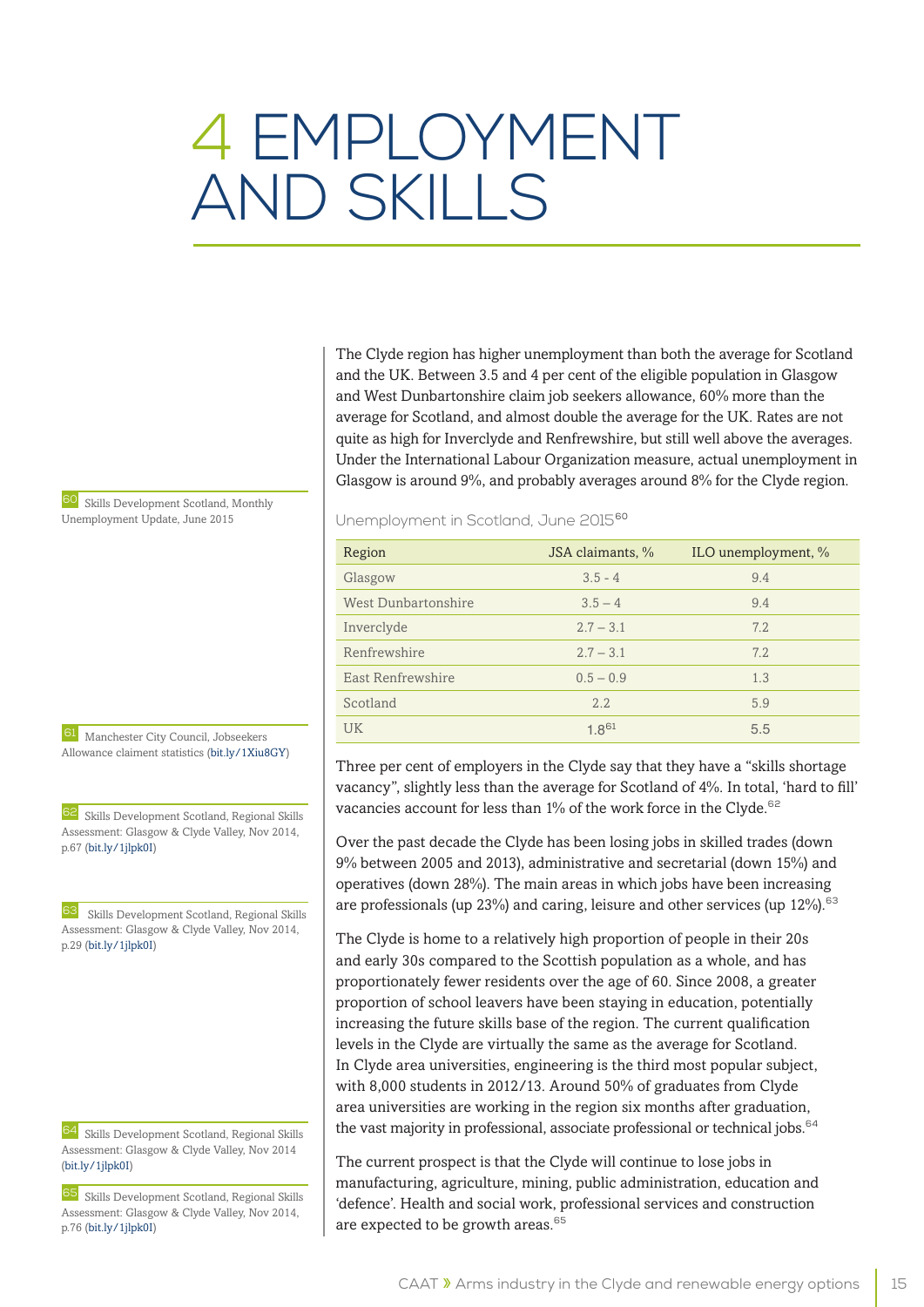# 4 EMPLOYMENT AND SKILLS

The Clyde region has higher unemployment than both the average for Scotland and the UK. Between 3.5 and 4 per cent of the eligible population in Glasgow and West Dunbartonshire claim job seekers allowance, 60% more than the average for Scotland, and almost double the average for the UK. Rates are not quite as high for Inverclyde and Renfrewshire, but still well above the averages. Under the International Labour Organization measure, actual unemployment in Glasgow is around 9%, and probably averages around 8% for the Clyde region.

Unemployment in Scotland, June 2015[60]

| Region | JSA claimants, % | ILO unemployment, % |
|---|---|---|
| Glasgow | 3.5 - 4 | 9.4 |
| West Dunbartonshire | 3.5 – 4 | 9.4 |
| Inverclyde | 2.7 – 3.1 | 7.2 |
| Renfrewshire | 2.7 – 3.1 | 7.2 |
| East Renfrewshire | 0.5 – 0.9 | 1.3 |
| Scotland | 2.2 | 5.9 |
| UK | 1.8[61] | 5.5 |

Three per cent of employers in the Clyde say that they have a "skills shortage vacancy", slightly less than the average for Scotland of 4%. In total, 'hard to fill' vacancies account for less than 1% of the work force in the Clyde.[62]

Over the past decade the Clyde has been losing jobs in skilled trades (down 9% between 2005 and 2013), administrative and secretarial (down 15%) and operatives (down 28%). The main areas in which jobs have been increasing are professionals (up 23%) and caring, leisure and other services (up 12%).[63]

The Clyde is home to a relatively high proportion of people in their 20s and early 30s compared to the Scottish population as a whole, and has proportionately fewer residents over the age of 60. Since 2008, a greater proportion of school leavers have been staying in education, potentially increasing the future skills base of the region. The current qualification levels in the Clyde are virtually the same as the average for Scotland. In Clyde area universities, engineering is the third most popular subject, with 8,000 students in 2012/13. Around 50% of graduates from Clyde area universities are working in the region six months after graduation, the vast majority in professional, associate professional or technical jobs.[64]

The current prospect is that the Clyde will continue to lose jobs in manufacturing, agriculture, mining, public administration, education and 'defence'. Health and social work, professional services and construction are expected to be growth areas.[65]

[60] Skills Development Scotland, Monthly Unemployment Update, June 2015

[61] Manchester City Council, Jobseekers Allowance claiment statistics (bit.ly/1Xiu8GY)

[62] Skills Development Scotland, Regional Skills Assessment: Glasgow & Clyde Valley, Nov 2014, p.67 (bit.ly/1jlpk0I)

[63] Skills Development Scotland, Regional Skills Assessment: Glasgow & Clyde Valley, Nov 2014, p.29 (bit.ly/1jlpk0I)

[64] Skills Development Scotland, Regional Skills Assessment: Glasgow & Clyde Valley, Nov 2014 (bit.ly/1jlpk0I)

[65] Skills Development Scotland, Regional Skills Assessment: Glasgow & Clyde Valley, Nov 2014, p.76 (bit.ly/1jlpk0I)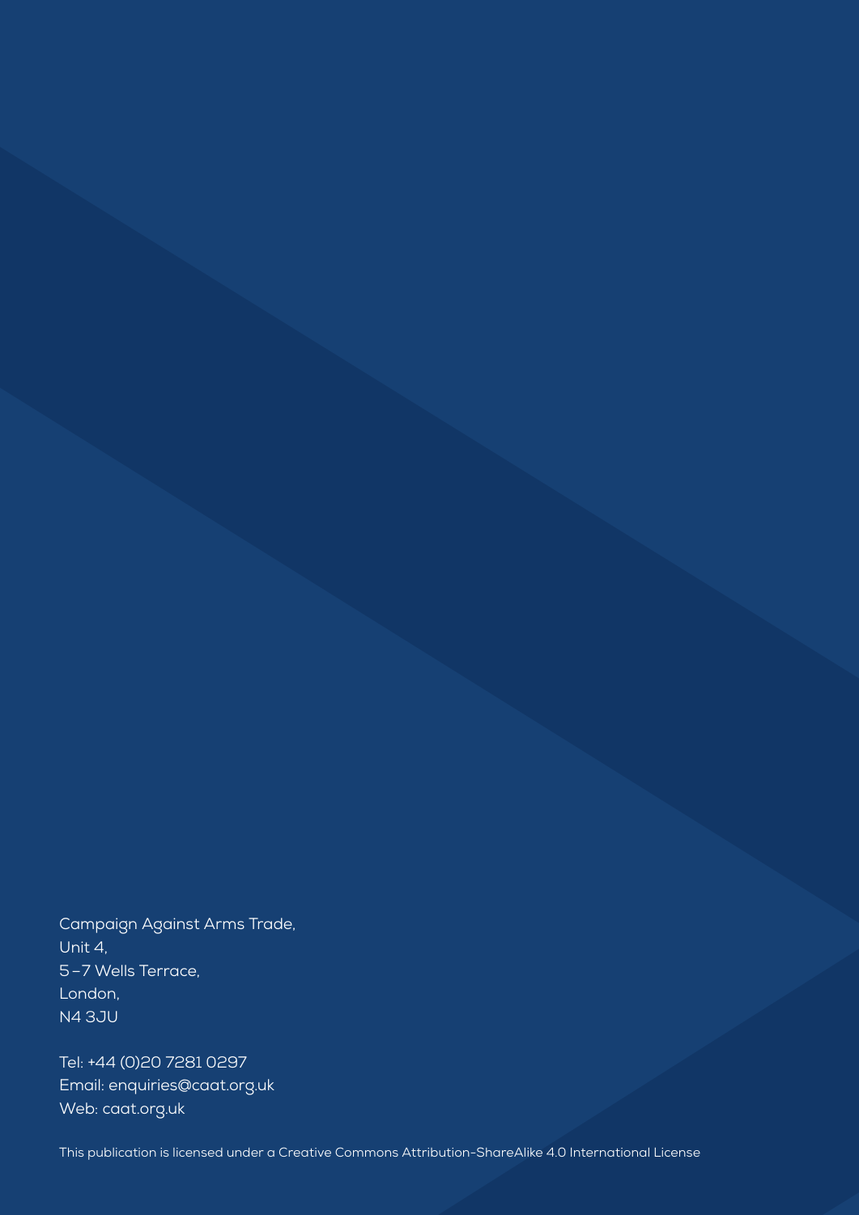Campaign Against Arms Trade,
Unit 4,
5–7 Wells Terrace,
London,
N4 3JU

Tel: +44 (0)20 7281 0297
Email: enquiries@caat.org.uk
Web: caat.org.uk

This publication is licensed under a Creative Commons Attribution-ShareAlike 4.0 International License